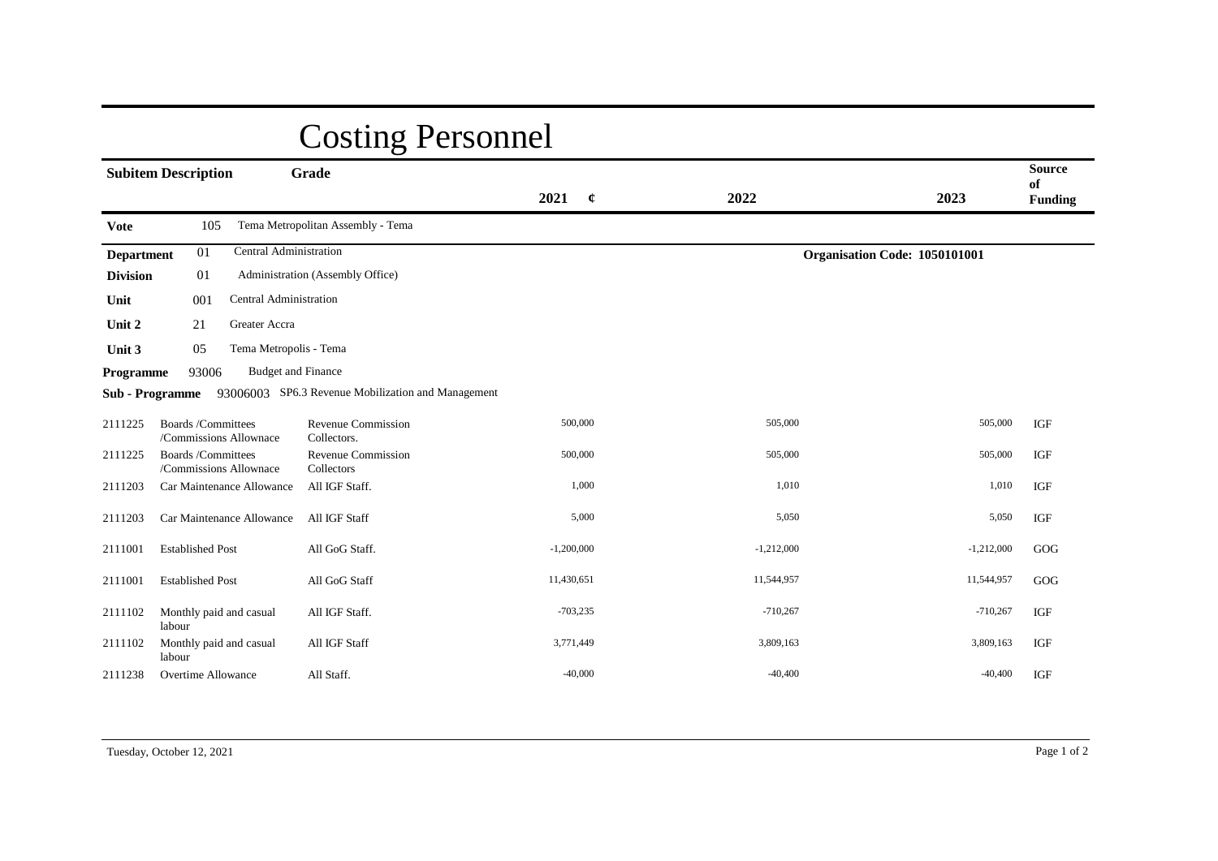# Costing Personnel

| Subitem | Description | Grade | 2021 ¢ | 2022 | 2023 | Source of Funding |
|---|---|---|---|---|---|---|
| **Vote** | 105 | Tema Metropolitan Assembly - Tema | | | | |
| **Department** | 01 | Central Administration | | Organisation Code: 1050101001 | | |
| **Division** | 01 | Administration (Assembly Office) | | | | |
| **Unit** | 001 | Central Administration | | | | |
| **Unit 2** | 21 | Greater Accra | | | | |
| **Unit 3** | 05 | Tema Metropolis - Tema | | | | |
| **Programme** | 93006 | Budget and Finance | | | | |
| **Sub - Programme** | 93006003 | SP6.3 Revenue Mobilization and Management | | | | |
| 2111225 | Boards /Committees /Commissions Allownace | Revenue Commission Collectors. | 500,000 | 505,000 | 505,000 | IGF |
| 2111225 | Boards /Committees /Commissions Allownace | Revenue Commission Collectors | 500,000 | 505,000 | 505,000 | IGF |
| 2111203 | Car Maintenance Allowance | All IGF Staff. | 1,000 | 1,010 | 1,010 | IGF |
| 2111203 | Car Maintenance Allowance | All IGF Staff | 5,000 | 5,050 | 5,050 | IGF |
| 2111001 | Established Post | All GoG Staff. | -1,200,000 | -1,212,000 | -1,212,000 | GOG |
| 2111001 | Established Post | All GoG Staff | 11,430,651 | 11,544,957 | 11,544,957 | GOG |
| 2111102 | Monthly paid and casual labour | All IGF Staff. | -703,235 | -710,267 | -710,267 | IGF |
| 2111102 | Monthly paid and casual labour | All IGF Staff | 3,771,449 | 3,809,163 | 3,809,163 | IGF |
| 2111238 | Overtime Allowance | All Staff. | -40,000 | -40,400 | -40,400 | IGF |

Tuesday, October 12, 2021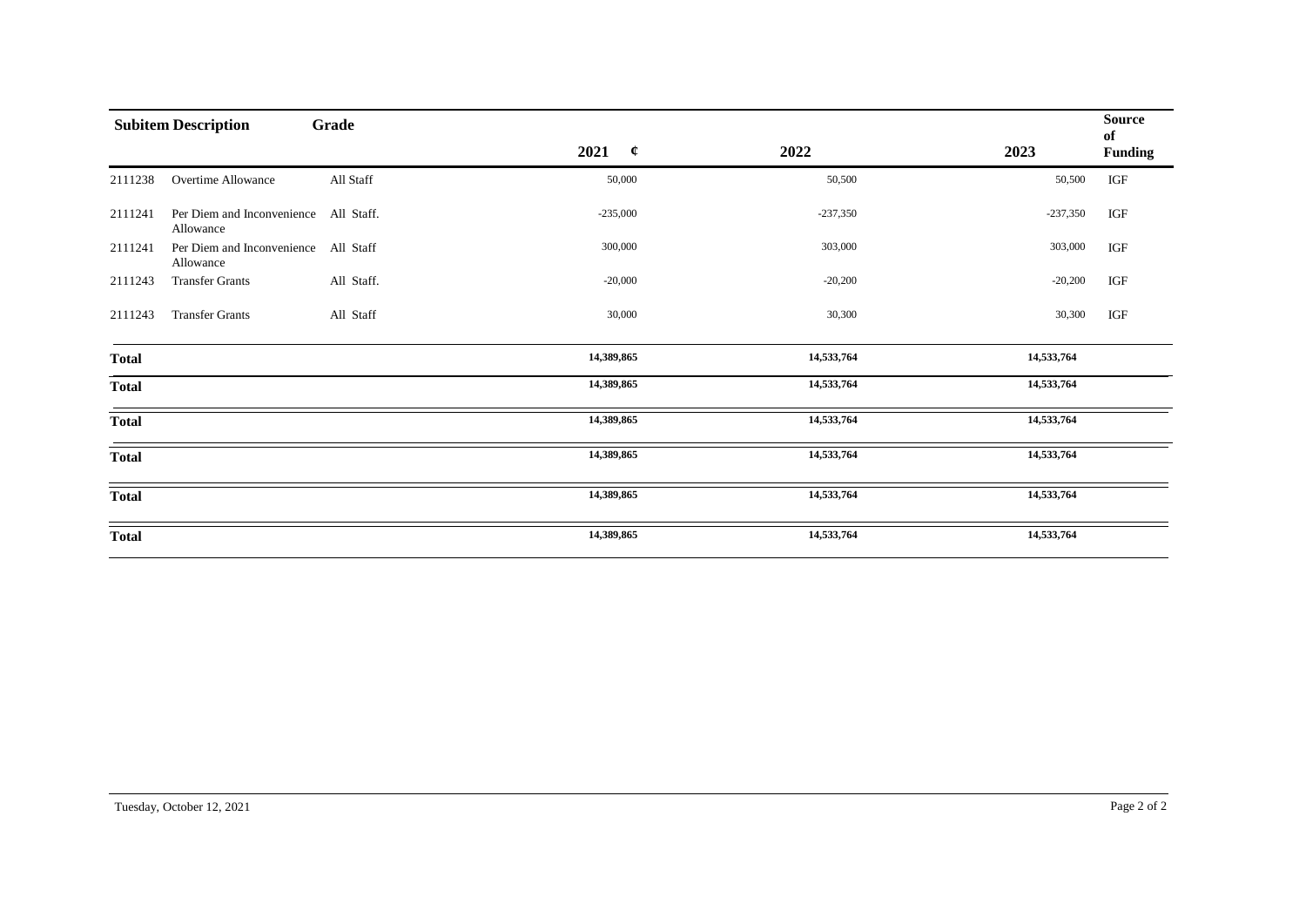| Subitem | Description | Grade | 2021 ¢ | 2022 | 2023 | Source of Funding |
|---|---|---|---|---|---|---|
| 2111238 | Overtime Allowance | All Staff | 50,000 | 50,500 | 50,500 | IGF |
| 2111241 | Per Diem and Inconvenience Allowance | All Staff. | -235,000 | -237,350 | -237,350 | IGF |
| 2111241 | Per Diem and Inconvenience Allowance | All Staff | 300,000 | 303,000 | 303,000 | IGF |
| 2111243 | Transfer Grants | All Staff. | -20,000 | -20,200 | -20,200 | IGF |
| 2111243 | Transfer Grants | All Staff | 30,000 | 30,300 | 30,300 | IGF |
| **Total** | | | **14,389,865** | **14,533,764** | **14,533,764** | |
| **Total** | | | **14,389,865** | **14,533,764** | **14,533,764** | |
| **Total** | | | **14,389,865** | **14,533,764** | **14,533,764** | |
| **Total** | | | **14,389,865** | **14,533,764** | **14,533,764** | |
| **Total** | | | **14,389,865** | **14,533,764** | **14,533,764** | |
| **Total** | | | **14,389,865** | **14,533,764** | **14,533,764** | |

Tuesday, October 12, 2021